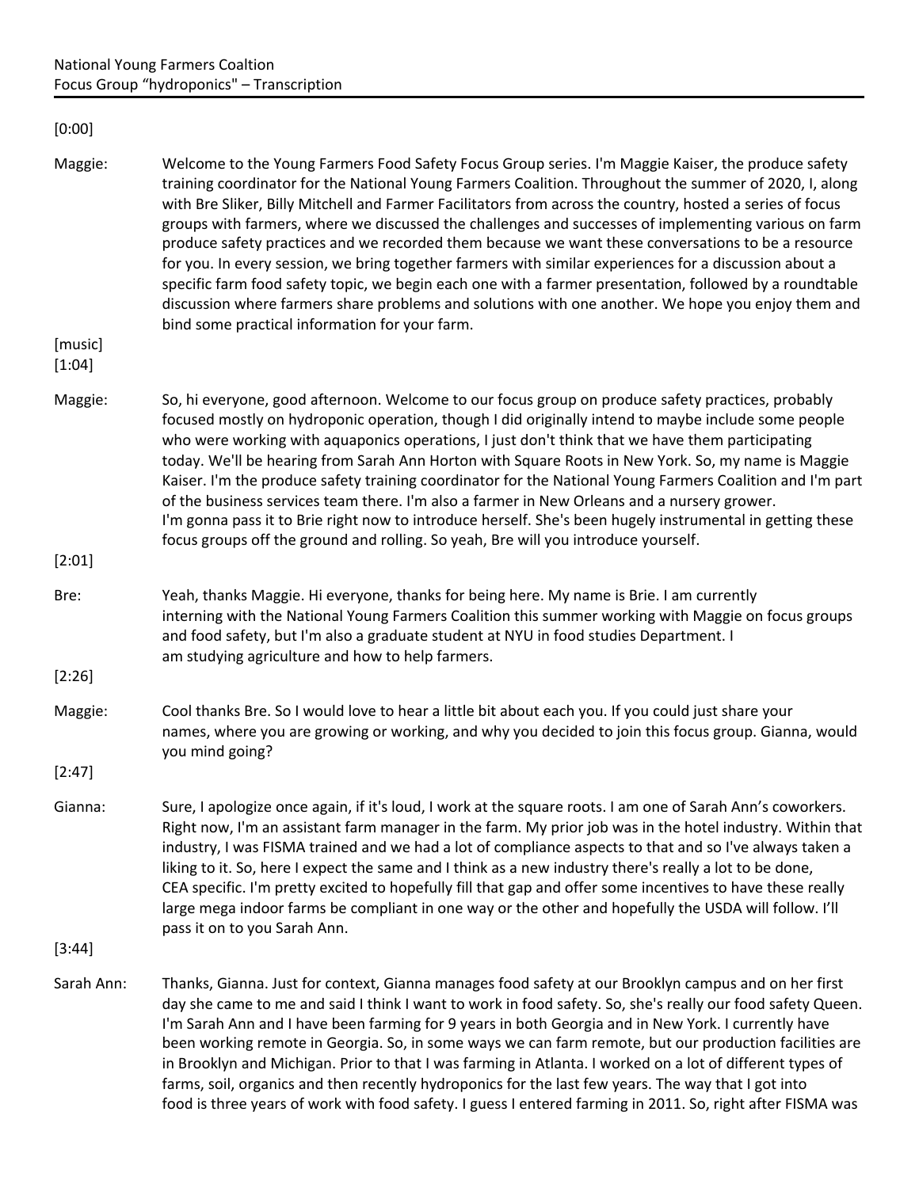[0:00]

Maggie: Welcome to the Young Farmers Food Safety Focus Group series. I'm Maggie Kaiser, the produce safety training coordinator for the National Young Farmers Coalition. Throughout the summer of 2020, I, along with Bre Sliker, Billy Mitchell and Farmer Facilitators from across the country, hosted a series of focus groups with farmers, where we discussed the challenges and successes of implementing various on farm produce safety practices and we recorded them because we want these conversations to be a resource for you. In every session, we bring together farmers with similar experiences for a discussion about a specific farm food safety topic, we begin each one with a farmer presentation, followed by a roundtable discussion where farmers share problems and solutions with one another. We hope you enjoy them and bind some practical information for your farm.

[music]

[1:04]

Maggie: So, hi everyone, good afternoon. Welcome to our focus group on produce safety practices, probably focused mostly on hydroponic operation, though I did originally intend to maybe include some people who were working with aquaponics operations, I just don't think that we have them participating today. We'll be hearing from Sarah Ann Horton with Square Roots in New York. So, my name is Maggie Kaiser. I'm the produce safety training coordinator for the National Young Farmers Coalition and I'm part of the business services team there. I'm also a farmer in New Orleans and a nursery grower. I'm gonna pass it to Brie right now to introduce herself. She's been hugely instrumental in getting these focus groups off the ground and rolling. So yeah, Bre will you introduce yourself.

[2:01]

Bre: Yeah, thanks Maggie. Hi everyone, thanks for being here. My name is Brie. I am currently interning with the National Young Farmers Coalition this summer working with Maggie on focus groups and food safety, but I'm also a graduate student at NYU in food studies Department. I am studying agriculture and how to help farmers.

[2:26]

Maggie: Cool thanks Bre. So I would love to hear a little bit about each you. If you could just share your names, where you are growing or working, and why you decided to join this focus group. Gianna, would you mind going?

[2:47]

Gianna: Sure, I apologize once again, if it's loud, I work at the square roots. I am one of Sarah Ann's coworkers. Right now, I'm an assistant farm manager in the farm. My prior job was in the hotel industry. Within that industry, I was FISMA trained and we had a lot of compliance aspects to that and so I've always taken a liking to it. So, here I expect the same and I think as a new industry there's really a lot to be done, CEA specific. I'm pretty excited to hopefully fill that gap and offer some incentives to have these really large mega indoor farms be compliant in one way or the other and hopefully the USDA will follow. I'll pass it on to you Sarah Ann.

[3:44]

Sarah Ann: Thanks, Gianna. Just for context, Gianna manages food safety at our Brooklyn campus and on her first day she came to me and said I think I want to work in food safety. So, she's really our food safety Queen. I'm Sarah Ann and I have been farming for 9 years in both Georgia and in New York. I currently have been working remote in Georgia. So, in some ways we can farm remote, but our production facilities are in Brooklyn and Michigan. Prior to that I was farming in Atlanta. I worked on a lot of different types of farms, soil, organics and then recently hydroponics for the last few years. The way that I got into food is three years of work with food safety. I guess I entered farming in 2011. So, right after FISMA was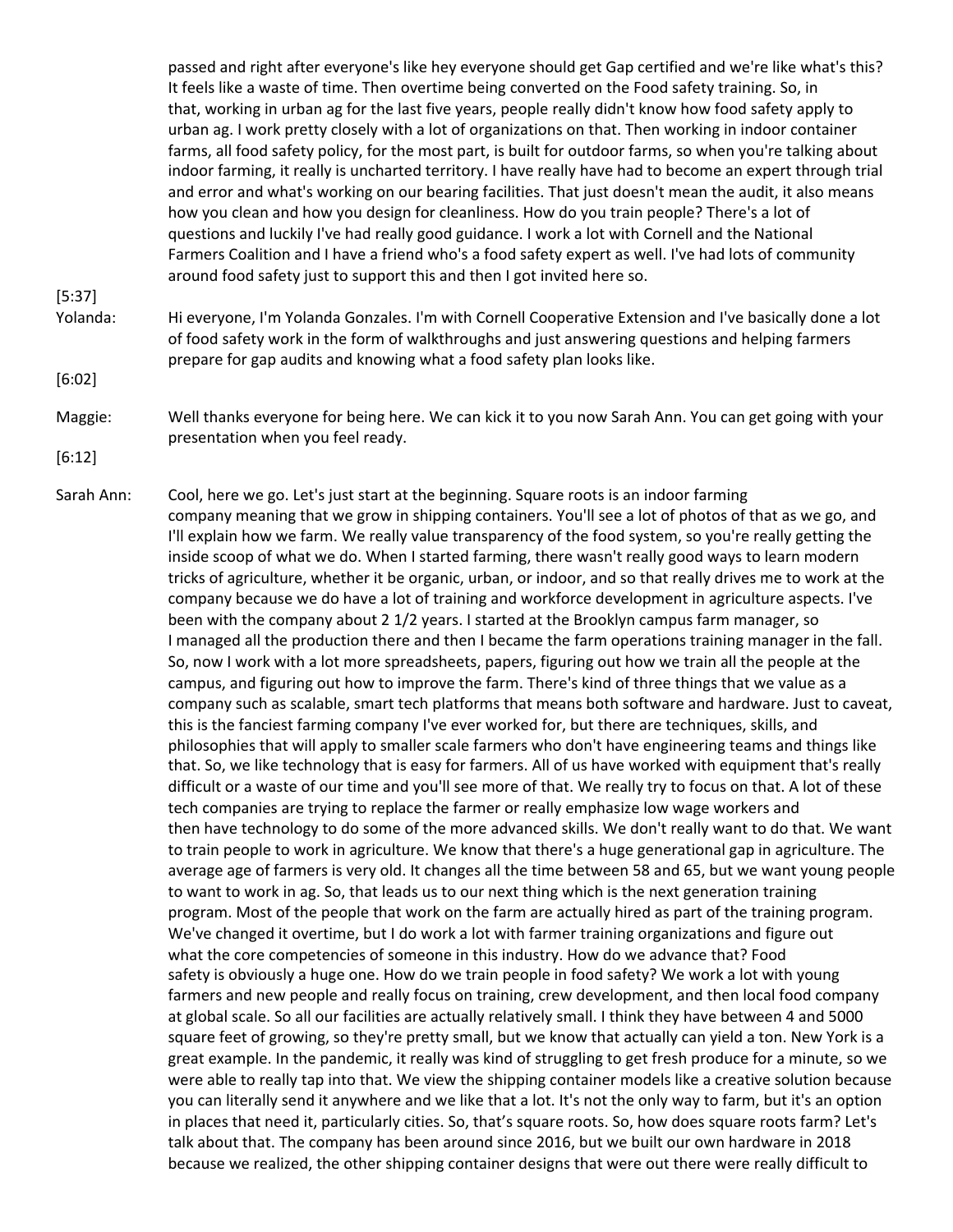passed and right after everyone's like hey everyone should get Gap certified and we're like what's this? It feels like a waste of time. Then overtime being converted on the Food safety training. So, in that, working in urban ag for the last five years, people really didn't know how food safety apply to urban ag. I work pretty closely with a lot of organizations on that. Then working in indoor container farms, all food safety policy, for the most part, is built for outdoor farms, so when you're talking about indoor farming, it really is uncharted territory. I have really have had to become an expert through trial and error and what's working on our bearing facilities. That just doesn't mean the audit, it also means how you clean and how you design for cleanliness. How do you train people? There's a lot of questions and luckily I've had really good guidance. I work a lot with Cornell and the National Farmers Coalition and I have a friend who's a food safety expert as well. I've had lots of community around food safety just to support this and then I got invited here so.

[5:37]

Yolanda: Hi everyone, I'm Yolanda Gonzales. I'm with Cornell Cooperative Extension and I've basically done a lot of food safety work in the form of walkthroughs and just answering questions and helping farmers prepare for gap audits and knowing what a food safety plan looks like.

[6:02]

Maggie: Well thanks everyone for being here. We can kick it to you now Sarah Ann. You can get going with your presentation when you feel ready.

[6:12]

Sarah Ann: Cool, here we go. Let's just start at the beginning. Square roots is an indoor farming company meaning that we grow in shipping containers. You'll see a lot of photos of that as we go, and I'll explain how we farm. We really value transparency of the food system, so you're really getting the inside scoop of what we do. When I started farming, there wasn't really good ways to learn modern tricks of agriculture, whether it be organic, urban, or indoor, and so that really drives me to work at the company because we do have a lot of training and workforce development in agriculture aspects. I've been with the company about 2 1/2 years. I started at the Brooklyn campus farm manager, so I managed all the production there and then I became the farm operations training manager in the fall. So, now I work with a lot more spreadsheets, papers, figuring out how we train all the people at the campus, and figuring out how to improve the farm. There's kind of three things that we value as a company such as scalable, smart tech platforms that means both software and hardware. Just to caveat, this is the fanciest farming company I've ever worked for, but there are techniques, skills, and philosophies that will apply to smaller scale farmers who don't have engineering teams and things like that. So, we like technology that is easy for farmers. All of us have worked with equipment that's really difficult or a waste of our time and you'll see more of that. We really try to focus on that. A lot of these tech companies are trying to replace the farmer or really emphasize low wage workers and then have technology to do some of the more advanced skills. We don't really want to do that. We want to train people to work in agriculture. We know that there's a huge generational gap in agriculture. The average age of farmers is very old. It changes all the time between 58 and 65, but we want young people to want to work in ag. So, that leads us to our next thing which is the next generation training program. Most of the people that work on the farm are actually hired as part of the training program. We've changed it overtime, but I do work a lot with farmer training organizations and figure out what the core competencies of someone in this industry. How do we advance that? Food safety is obviously a huge one. How do we train people in food safety? We work a lot with young farmers and new people and really focus on training, crew development, and then local food company at global scale. So all our facilities are actually relatively small. I think they have between 4 and 5000 square feet of growing, so they're pretty small, but we know that actually can yield a ton. New York is a great example. In the pandemic, it really was kind of struggling to get fresh produce for a minute, so we were able to really tap into that. We view the shipping container models like a creative solution because you can literally send it anywhere and we like that a lot. It's not the only way to farm, but it's an option in places that need it, particularly cities. So, that's square roots. So, how does square roots farm? Let's talk about that. The company has been around since 2016, but we built our own hardware in 2018 because we realized, the other shipping container designs that were out there were really difficult to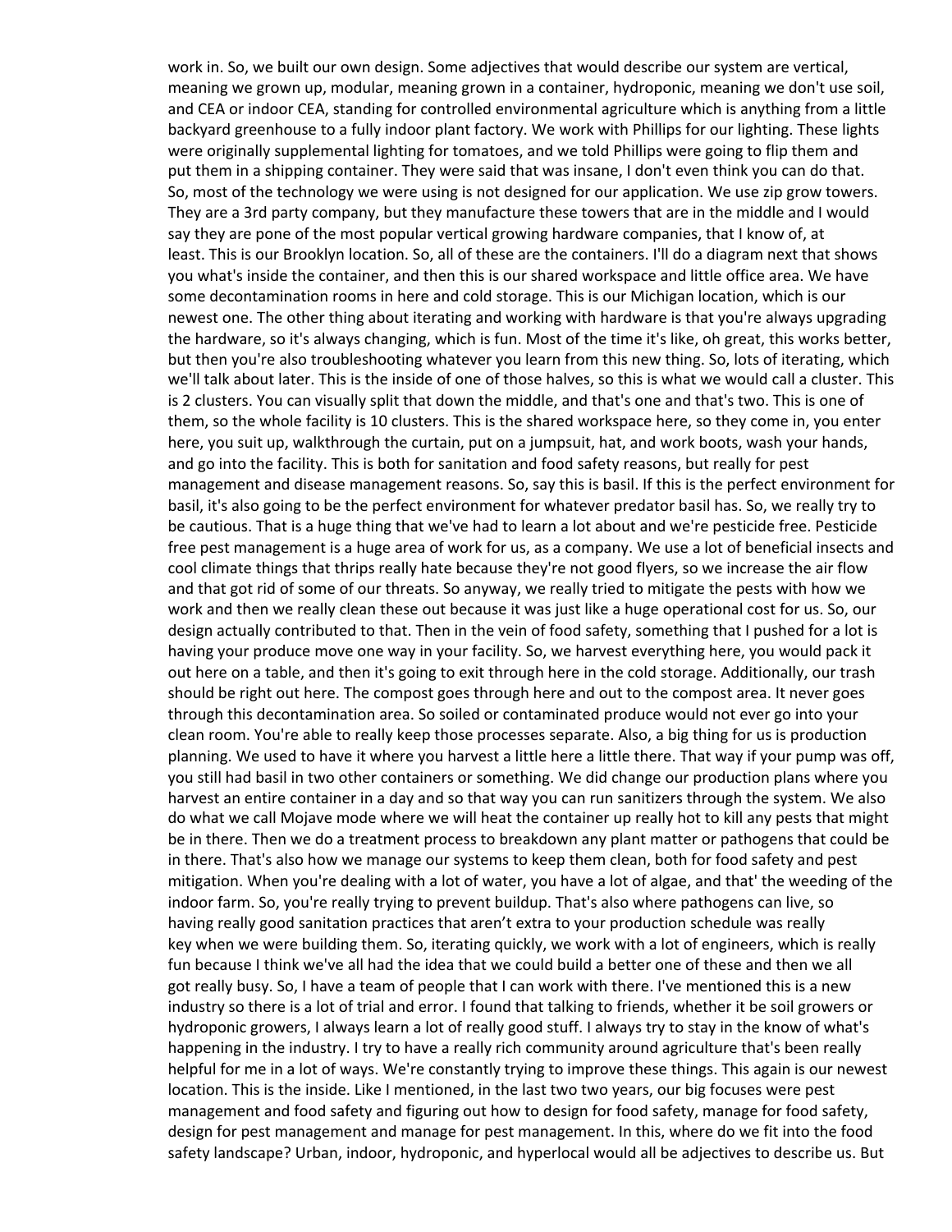work in. So, we built our own design. Some adjectives that would describe our system are vertical, meaning we grown up, modular, meaning grown in a container, hydroponic, meaning we don't use soil, and CEA or indoor CEA, standing for controlled environmental agriculture which is anything from a little backyard greenhouse to a fully indoor plant factory. We work with Phillips for our lighting. These lights were originally supplemental lighting for tomatoes, and we told Phillips were going to flip them and put them in a shipping container. They were said that was insane, I don't even think you can do that. So, most of the technology we were using is not designed for our application. We use zip grow towers. They are a 3rd party company, but they manufacture these towers that are in the middle and I would say they are pone of the most popular vertical growing hardware companies, that I know of, at least. This is our Brooklyn location. So, all of these are the containers. I'll do a diagram next that shows you what's inside the container, and then this is our shared workspace and little office area. We have some decontamination rooms in here and cold storage. This is our Michigan location, which is our newest one. The other thing about iterating and working with hardware is that you're always upgrading the hardware, so it's always changing, which is fun. Most of the time it's like, oh great, this works better, but then you're also troubleshooting whatever you learn from this new thing. So, lots of iterating, which we'll talk about later. This is the inside of one of those halves, so this is what we would call a cluster. This is 2 clusters. You can visually split that down the middle, and that's one and that's two. This is one of them, so the whole facility is 10 clusters. This is the shared workspace here, so they come in, you enter here, you suit up, walkthrough the curtain, put on a jumpsuit, hat, and work boots, wash your hands, and go into the facility. This is both for sanitation and food safety reasons, but really for pest management and disease management reasons. So, say this is basil. If this is the perfect environment for basil, it's also going to be the perfect environment for whatever predator basil has. So, we really try to be cautious. That is a huge thing that we've had to learn a lot about and we're pesticide free. Pesticide free pest management is a huge area of work for us, as a company. We use a lot of beneficial insects and cool climate things that thrips really hate because they're not good flyers, so we increase the air flow and that got rid of some of our threats. So anyway, we really tried to mitigate the pests with how we work and then we really clean these out because it was just like a huge operational cost for us. So, our design actually contributed to that. Then in the vein of food safety, something that I pushed for a lot is having your produce move one way in your facility. So, we harvest everything here, you would pack it out here on a table, and then it's going to exit through here in the cold storage. Additionally, our trash should be right out here. The compost goes through here and out to the compost area. It never goes through this decontamination area. So soiled or contaminated produce would not ever go into your clean room. You're able to really keep those processes separate. Also, a big thing for us is production planning. We used to have it where you harvest a little here a little there. That way if your pump was off, you still had basil in two other containers or something. We did change our production plans where you harvest an entire container in a day and so that way you can run sanitizers through the system. We also do what we call Mojave mode where we will heat the container up really hot to kill any pests that might be in there. Then we do a treatment process to breakdown any plant matter or pathogens that could be in there. That's also how we manage our systems to keep them clean, both for food safety and pest mitigation. When you're dealing with a lot of water, you have a lot of algae, and that' the weeding of the indoor farm. So, you're really trying to prevent buildup. That's also where pathogens can live, so having really good sanitation practices that aren't extra to your production schedule was really key when we were building them. So, iterating quickly, we work with a lot of engineers, which is really fun because I think we've all had the idea that we could build a better one of these and then we all got really busy. So, I have a team of people that I can work with there. I've mentioned this is a new industry so there is a lot of trial and error. I found that talking to friends, whether it be soil growers or hydroponic growers, I always learn a lot of really good stuff. I always try to stay in the know of what's happening in the industry. I try to have a really rich community around agriculture that's been really helpful for me in a lot of ways. We're constantly trying to improve these things. This again is our newest location. This is the inside. Like I mentioned, in the last two two years, our big focuses were pest management and food safety and figuring out how to design for food safety, manage for food safety, design for pest management and manage for pest management. In this, where do we fit into the food safety landscape? Urban, indoor, hydroponic, and hyperlocal would all be adjectives to describe us. But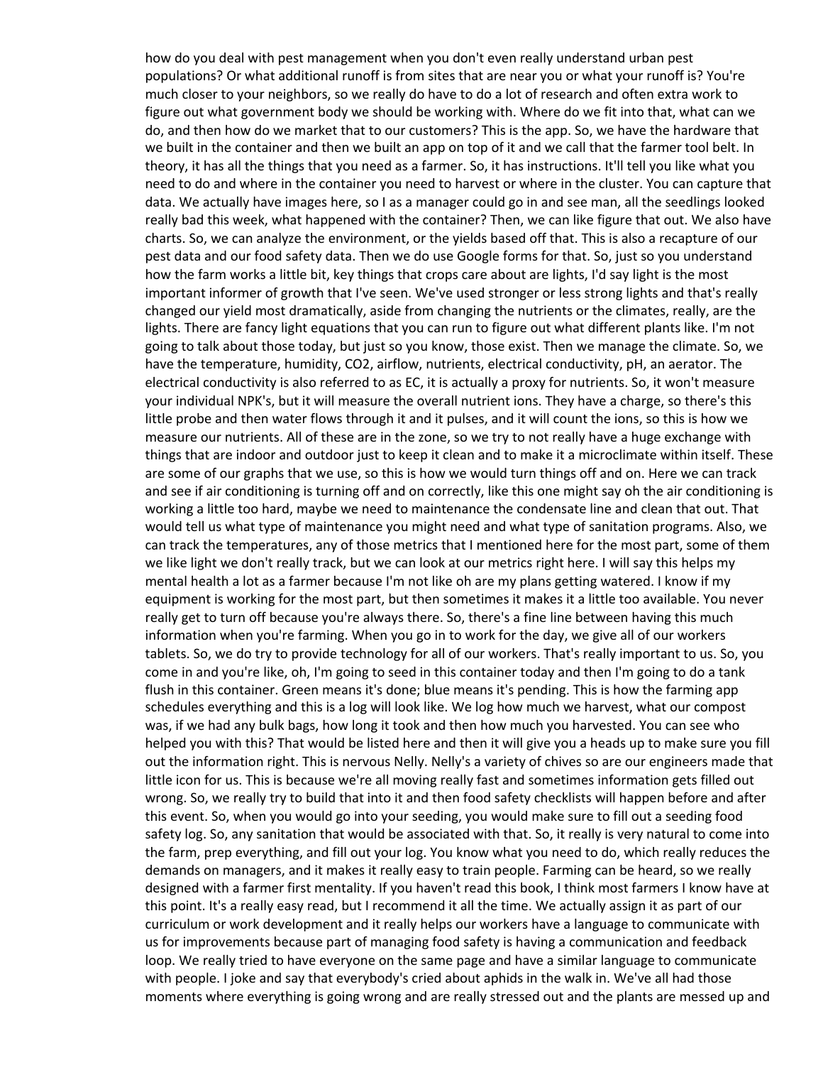how do you deal with pest management when you don't even really understand urban pest populations? Or what additional runoff is from sites that are near you or what your runoff is? You're much closer to your neighbors, so we really do have to do a lot of research and often extra work to figure out what government body we should be working with. Where do we fit into that, what can we do, and then how do we market that to our customers? This is the app. So, we have the hardware that we built in the container and then we built an app on top of it and we call that the farmer tool belt. In theory, it has all the things that you need as a farmer. So, it has instructions. It'll tell you like what you need to do and where in the container you need to harvest or where in the cluster. You can capture that data. We actually have images here, so I as a manager could go in and see man, all the seedlings looked really bad this week, what happened with the container? Then, we can like figure that out. We also have charts. So, we can analyze the environment, or the yields based off that. This is also a recapture of our pest data and our food safety data. Then we do use Google forms for that. So, just so you understand how the farm works a little bit, key things that crops care about are lights, I'd say light is the most important informer of growth that I've seen. We've used stronger or less strong lights and that's really changed our yield most dramatically, aside from changing the nutrients or the climates, really, are the lights. There are fancy light equations that you can run to figure out what different plants like. I'm not going to talk about those today, but just so you know, those exist. Then we manage the climate. So, we have the temperature, humidity, $CO_2$, airflow, nutrients, electrical conductivity, pH, an aerator. The electrical conductivity is also referred to as EC, it is actually a proxy for nutrients. So, it won't measure your individual NPK's, but it will measure the overall nutrient ions. They have a charge, so there's this little probe and then water flows through it and it pulses, and it will count the ions, so this is how we measure our nutrients. All of these are in the zone, so we try to not really have a huge exchange with things that are indoor and outdoor just to keep it clean and to make it a microclimate within itself. These are some of our graphs that we use, so this is how we would turn things off and on. Here we can track and see if air conditioning is turning off and on correctly, like this one might say oh the air conditioning is working a little too hard, maybe we need to maintenance the condensate line and clean that out. That would tell us what type of maintenance you might need and what type of sanitation programs. Also, we can track the temperatures, any of those metrics that I mentioned here for the most part, some of them we like light we don't really track, but we can look at our metrics right here. I will say this helps my mental health a lot as a farmer because I'm not like oh are my plans getting watered. I know if my equipment is working for the most part, but then sometimes it makes it a little too available. You never really get to turn off because you're always there. So, there's a fine line between having this much information when you're farming. When you go in to work for the day, we give all of our workers tablets. So, we do try to provide technology for all of our workers. That's really important to us. So, you come in and you're like, oh, I'm going to seed in this container today and then I'm going to do a tank flush in this container. Green means it's done; blue means it's pending. This is how the farming app schedules everything and this is a log will look like. We log how much we harvest, what our compost was, if we had any bulk bags, how long it took and then how much you harvested. You can see who helped you with this? That would be listed here and then it will give you a heads up to make sure you fill out the information right. This is nervous Nelly. Nelly's a variety of chives so are our engineers made that little icon for us. This is because we're all moving really fast and sometimes information gets filled out wrong. So, we really try to build that into it and then food safety checklists will happen before and after this event. So, when you would go into your seeding, you would make sure to fill out a seeding food safety log. So, any sanitation that would be associated with that. So, it really is very natural to come into the farm, prep everything, and fill out your log. You know what you need to do, which really reduces the demands on managers, and it makes it really easy to train people. Farming can be heard, so we really designed with a farmer first mentality. If you haven't read this book, I think most farmers I know have at this point. It's a really easy read, but I recommend it all the time. We actually assign it as part of our curriculum or work development and it really helps our workers have a language to communicate with us for improvements because part of managing food safety is having a communication and feedback loop. We really tried to have everyone on the same page and have a similar language to communicate with people. I joke and say that everybody's cried about aphids in the walk in. We've all had those moments where everything is going wrong and are really stressed out and the plants are messed up and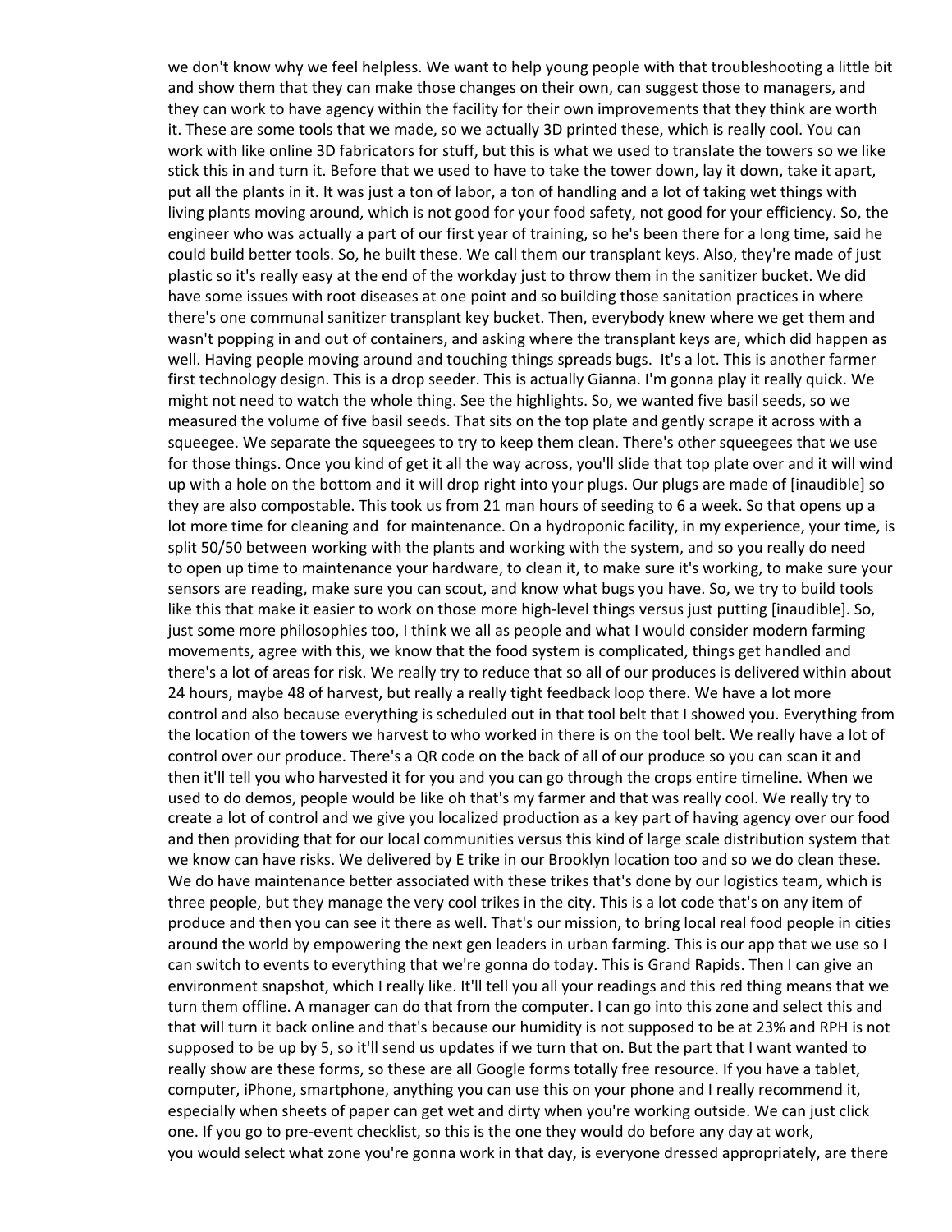we don't know why we feel helpless. We want to help young people with that troubleshooting a little bit and show them that they can make those changes on their own, can suggest those to managers, and they can work to have agency within the facility for their own improvements that they think are worth it. These are some tools that we made, so we actually 3D printed these, which is really cool. You can work with like online 3D fabricators for stuff, but this is what we used to translate the towers so we like stick this in and turn it. Before that we used to have to take the tower down, lay it down, take it apart, put all the plants in it. It was just a ton of labor, a ton of handling and a lot of taking wet things with living plants moving around, which is not good for your food safety, not good for your efficiency. So, the engineer who was actually a part of our first year of training, so he's been there for a long time, said he could build better tools. So, he built these. We call them our transplant keys. Also, they're made of just plastic so it's really easy at the end of the workday just to throw them in the sanitizer bucket. We did have some issues with root diseases at one point and so building those sanitation practices in where there's one communal sanitizer transplant key bucket. Then, everybody knew where we get them and wasn't popping in and out of containers, and asking where the transplant keys are, which did happen as well. Having people moving around and touching things spreads bugs. It's a lot. This is another farmer first technology design. This is a drop seeder. This is actually Gianna. I'm gonna play it really quick. We might not need to watch the whole thing. See the highlights. So, we wanted five basil seeds, so we measured the volume of five basil seeds. That sits on the top plate and gently scrape it across with a squeegee. We separate the squeegees to try to keep them clean. There's other squeegees that we use for those things. Once you kind of get it all the way across, you'll slide that top plate over and it will wind up with a hole on the bottom and it will drop right into your plugs. Our plugs are made of [inaudible] so they are also compostable. This took us from 21 man hours of seeding to 6 a week. So that opens up a lot more time for cleaning and for maintenance. On a hydroponic facility, in my experience, your time, is split 50/50 between working with the plants and working with the system, and so you really do need to open up time to maintenance your hardware, to clean it, to make sure it's working, to make sure your sensors are reading, make sure you can scout, and know what bugs you have. So, we try to build tools like this that make it easier to work on those more high-level things versus just putting [inaudible]. So, just some more philosophies too, I think we all as people and what I would consider modern farming movements, agree with this, we know that the food system is complicated, things get handled and there's a lot of areas for risk. We really try to reduce that so all of our produces is delivered within about 24 hours, maybe 48 of harvest, but really a really tight feedback loop there. We have a lot more control and also because everything is scheduled out in that tool belt that I showed you. Everything from the location of the towers we harvest to who worked in there is on the tool belt. We really have a lot of control over our produce. There's a QR code on the back of all of our produce so you can scan it and then it'll tell you who harvested it for you and you can go through the crops entire timeline. When we used to do demos, people would be like oh that's my farmer and that was really cool. We really try to create a lot of control and we give you localized production as a key part of having agency over our food and then providing that for our local communities versus this kind of large scale distribution system that we know can have risks. We delivered by E trike in our Brooklyn location too and so we do clean these. We do have maintenance better associated with these trikes that's done by our logistics team, which is three people, but they manage the very cool trikes in the city. This is a lot code that's on any item of produce and then you can see it there as well. That's our mission, to bring local real food people in cities around the world by empowering the next gen leaders in urban farming. This is our app that we use so I can switch to events to everything that we're gonna do today. This is Grand Rapids. Then I can give an environment snapshot, which I really like. It'll tell you all your readings and this red thing means that we turn them offline. A manager can do that from the computer. I can go into this zone and select this and that will turn it back online and that's because our humidity is not supposed to be at 23% and RPH is not supposed to be up by 5, so it'll send us updates if we turn that on. But the part that I want wanted to really show are these forms, so these are all Google forms totally free resource. If you have a tablet, computer, iPhone, smartphone, anything you can use this on your phone and I really recommend it, especially when sheets of paper can get wet and dirty when you're working outside. We can just click one. If you go to pre-event checklist, so this is the one they would do before any day at work, you would select what zone you're gonna work in that day, is everyone dressed appropriately, are there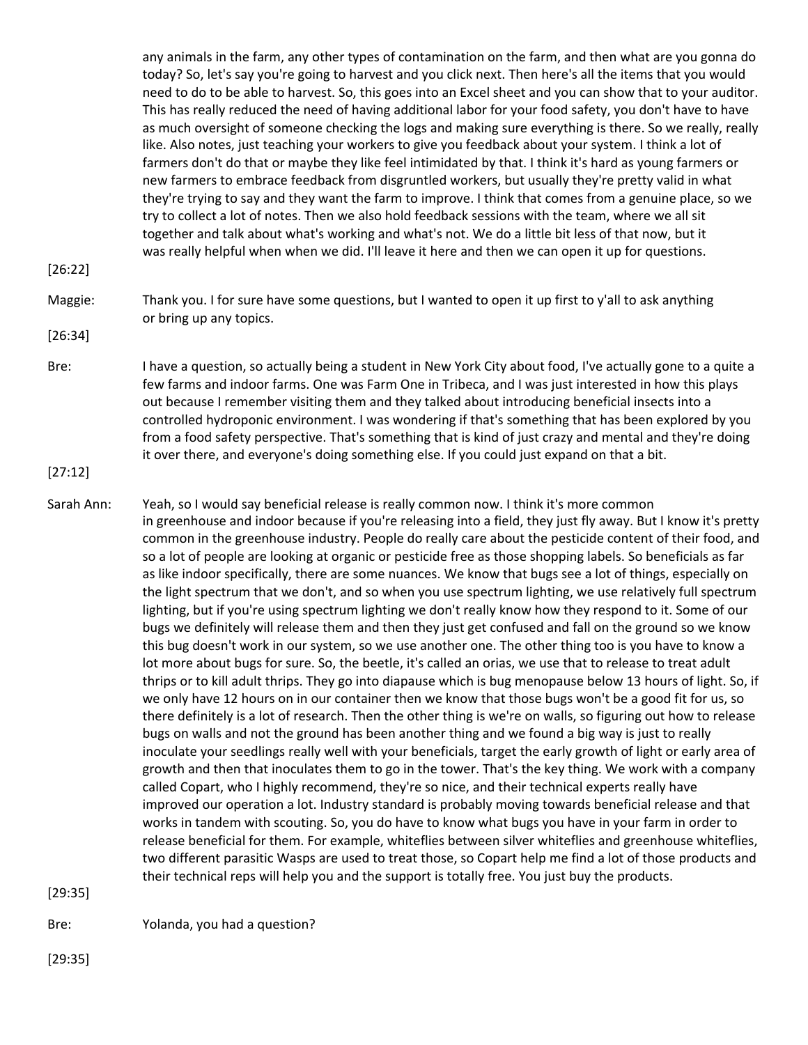any animals in the farm, any other types of contamination on the farm, and then what are you gonna do today? So, let's say you're going to harvest and you click next. Then here's all the items that you would need to do to be able to harvest. So, this goes into an Excel sheet and you can show that to your auditor. This has really reduced the need of having additional labor for your food safety, you don't have to have as much oversight of someone checking the logs and making sure everything is there. So we really, really like. Also notes, just teaching your workers to give you feedback about your system. I think a lot of farmers don't do that or maybe they like feel intimidated by that. I think it's hard as young farmers or new farmers to embrace feedback from disgruntled workers, but usually they're pretty valid in what they're trying to say and they want the farm to improve. I think that comes from a genuine place, so we try to collect a lot of notes. Then we also hold feedback sessions with the team, where we all sit together and talk about what's working and what's not. We do a little bit less of that now, but it was really helpful when when we did. I'll leave it here and then we can open it up for questions.

[26:22]

Maggie: Thank you. I for sure have some questions, but I wanted to open it up first to y'all to ask anything or bring up any topics.

[26:34]

Bre: I have a question, so actually being a student in New York City about food, I've actually gone to a quite a few farms and indoor farms. One was Farm One in Tribeca, and I was just interested in how this plays out because I remember visiting them and they talked about introducing beneficial insects into a controlled hydroponic environment. I was wondering if that's something that has been explored by you from a food safety perspective. That's something that is kind of just crazy and mental and they're doing it over there, and everyone's doing something else. If you could just expand on that a bit.

[27:12]

Sarah Ann: Yeah, so I would say beneficial release is really common now. I think it's more common in greenhouse and indoor because if you're releasing into a field, they just fly away. But I know it's pretty common in the greenhouse industry. People do really care about the pesticide content of their food, and so a lot of people are looking at organic or pesticide free as those shopping labels. So beneficials as far as like indoor specifically, there are some nuances. We know that bugs see a lot of things, especially on the light spectrum that we don't, and so when you use spectrum lighting, we use relatively full spectrum lighting, but if you're using spectrum lighting we don't really know how they respond to it. Some of our bugs we definitely will release them and then they just get confused and fall on the ground so we know this bug doesn't work in our system, so we use another one. The other thing too is you have to know a lot more about bugs for sure. So, the beetle, it's called an orias, we use that to release to treat adult thrips or to kill adult thrips. They go into diapause which is bug menopause below 13 hours of light. So, if we only have 12 hours on in our container then we know that those bugs won't be a good fit for us, so there definitely is a lot of research. Then the other thing is we're on walls, so figuring out how to release bugs on walls and not the ground has been another thing and we found a big way is just to really inoculate your seedlings really well with your beneficials, target the early growth of light or early area of growth and then that inoculates them to go in the tower. That's the key thing. We work with a company called Copart, who I highly recommend, they're so nice, and their technical experts really have improved our operation a lot. Industry standard is probably moving towards beneficial release and that works in tandem with scouting. So, you do have to know what bugs you have in your farm in order to release beneficial for them. For example, whiteflies between silver whiteflies and greenhouse whiteflies, two different parasitic Wasps are used to treat those, so Copart help me find a lot of those products and their technical reps will help you and the support is totally free. You just buy the products.

[29:35]

Bre: Yolanda, you had a question?

[29:35]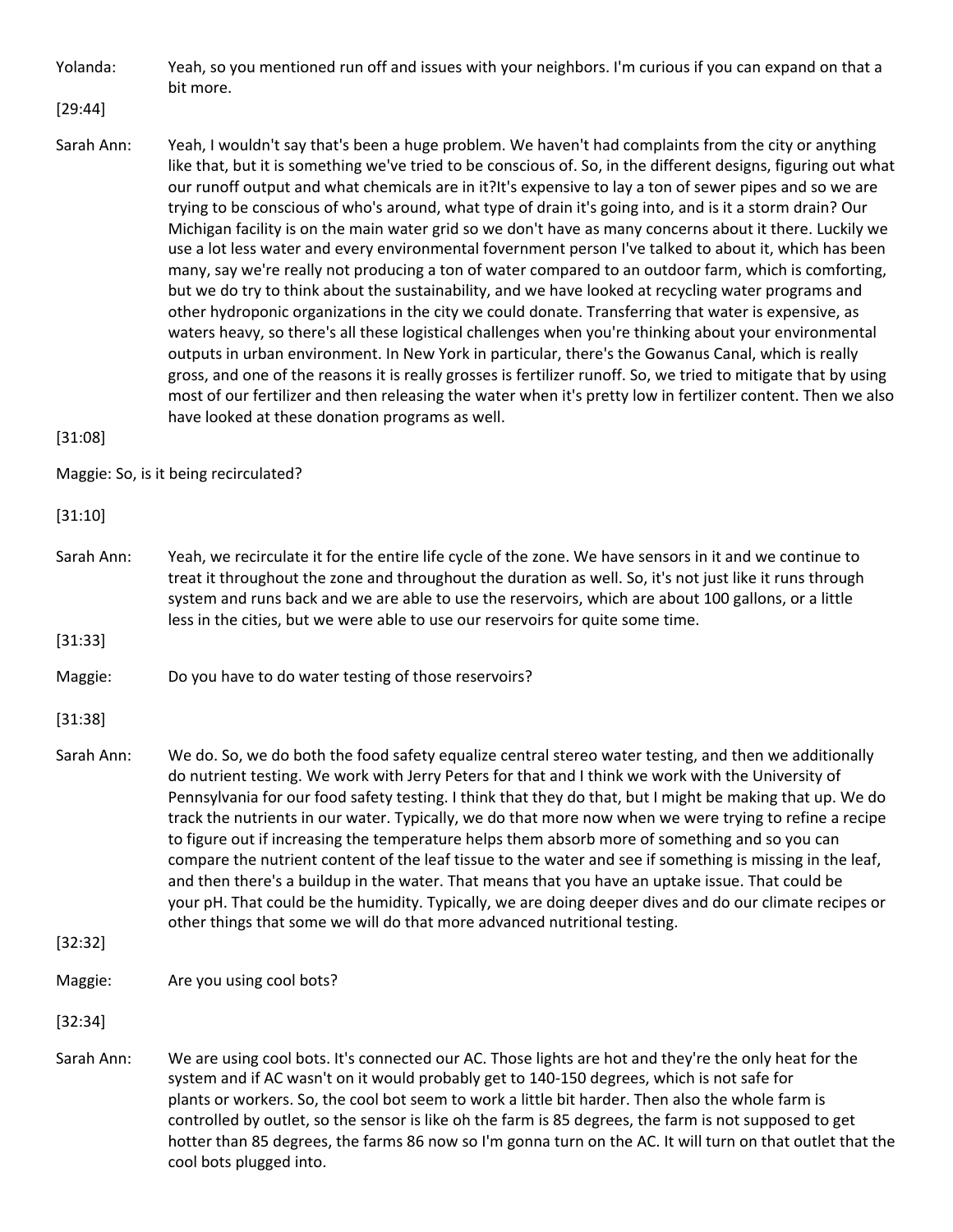Yolanda: Yeah, so you mentioned run off and issues with your neighbors. I'm curious if you can expand on that a bit more.

[29:44]

Sarah Ann: Yeah, I wouldn't say that's been a huge problem. We haven't had complaints from the city or anything like that, but it is something we've tried to be conscious of. So, in the different designs, figuring out what our runoff output and what chemicals are in it?It's expensive to lay a ton of sewer pipes and so we are trying to be conscious of who's around, what type of drain it's going into, and is it a storm drain? Our Michigan facility is on the main water grid so we don't have as many concerns about it there. Luckily we use a lot less water and every environmental fovernment person I've talked to about it, which has been many, say we're really not producing a ton of water compared to an outdoor farm, which is comforting, but we do try to think about the sustainability, and we have looked at recycling water programs and other hydroponic organizations in the city we could donate. Transferring that water is expensive, as waters heavy, so there's all these logistical challenges when you're thinking about your environmental outputs in urban environment. In New York in particular, there's the Gowanus Canal, which is really gross, and one of the reasons it is really grosses is fertilizer runoff. So, we tried to mitigate that by using most of our fertilizer and then releasing the water when it's pretty low in fertilizer content. Then we also have looked at these donation programs as well.

[31:08]

Maggie: So, is it being recirculated?

[31:10]

Sarah Ann: Yeah, we recirculate it for the entire life cycle of the zone. We have sensors in it and we continue to treat it throughout the zone and throughout the duration as well. So, it's not just like it runs through system and runs back and we are able to use the reservoirs, which are about 100 gallons, or a little less in the cities, but we were able to use our reservoirs for quite some time.

[31:33]

Maggie: Do you have to do water testing of those reservoirs?

[31:38]

Sarah Ann: We do. So, we do both the food safety equalize central stereo water testing, and then we additionally do nutrient testing. We work with Jerry Peters for that and I think we work with the University of Pennsylvania for our food safety testing. I think that they do that, but I might be making that up. We do track the nutrients in our water. Typically, we do that more now when we were trying to refine a recipe to figure out if increasing the temperature helps them absorb more of something and so you can compare the nutrient content of the leaf tissue to the water and see if something is missing in the leaf, and then there's a buildup in the water. That means that you have an uptake issue. That could be your pH. That could be the humidity. Typically, we are doing deeper dives and do our climate recipes or other things that some we will do that more advanced nutritional testing.

[32:32]

Maggie: Are you using cool bots?

[32:34]

Sarah Ann: We are using cool bots. It's connected our AC. Those lights are hot and they're the only heat for the system and if AC wasn't on it would probably get to 140-150 degrees, which is not safe for plants or workers. So, the cool bot seem to work a little bit harder. Then also the whole farm is controlled by outlet, so the sensor is like oh the farm is 85 degrees, the farm is not supposed to get hotter than 85 degrees, the farms 86 now so I'm gonna turn on the AC. It will turn on that outlet that the cool bots plugged into.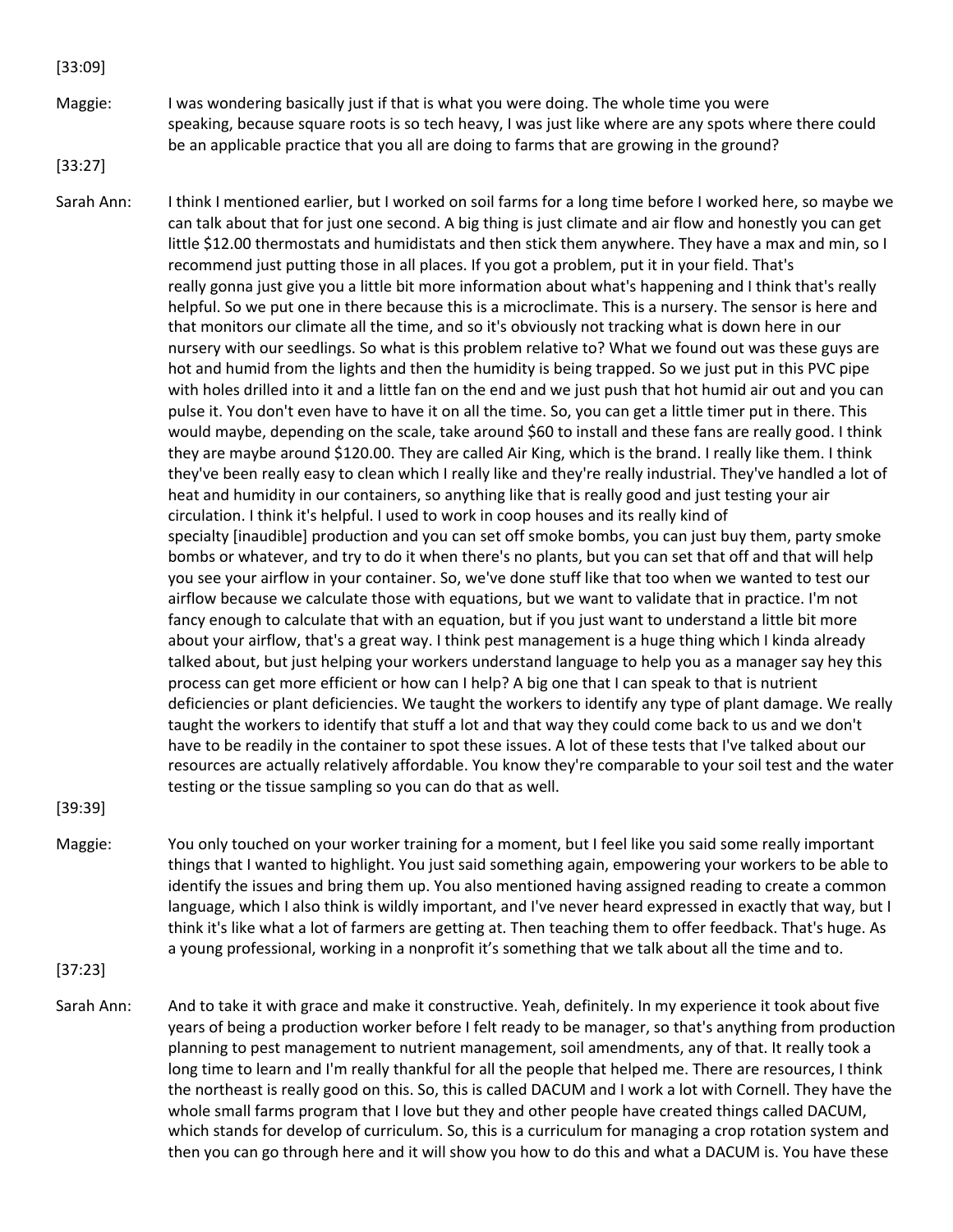[33:09]

Maggie: I was wondering basically just if that is what you were doing. The whole time you were speaking, because square roots is so tech heavy, I was just like where are any spots where there could be an applicable practice that you all are doing to farms that are growing in the ground?

[33:27]

Sarah Ann: I think I mentioned earlier, but I worked on soil farms for a long time before I worked here, so maybe we can talk about that for just one second. A big thing is just climate and air flow and honestly you can get little $12.00 thermostats and humidistats and then stick them anywhere. They have a max and min, so I recommend just putting those in all places. If you got a problem, put it in your field. That's really gonna just give you a little bit more information about what's happening and I think that's really helpful. So we put one in there because this is a microclimate. This is a nursery. The sensor is here and that monitors our climate all the time, and so it's obviously not tracking what is down here in our nursery with our seedlings. So what is this problem relative to? What we found out was these guys are hot and humid from the lights and then the humidity is being trapped. So we just put in this PVC pipe with holes drilled into it and a little fan on the end and we just push that hot humid air out and you can pulse it. You don't even have to have it on all the time. So, you can get a little timer put in there. This would maybe, depending on the scale, take around $60 to install and these fans are really good. I think they are maybe around $120.00. They are called Air King, which is the brand. I really like them. I think they've been really easy to clean which I really like and they're really industrial. They've handled a lot of heat and humidity in our containers, so anything like that is really good and just testing your air circulation. I think it's helpful. I used to work in coop houses and its really kind of specialty [inaudible] production and you can set off smoke bombs, you can just buy them, party smoke bombs or whatever, and try to do it when there's no plants, but you can set that off and that will help you see your airflow in your container. So, we've done stuff like that too when we wanted to test our airflow because we calculate those with equations, but we want to validate that in practice. I'm not fancy enough to calculate that with an equation, but if you just want to understand a little bit more about your airflow, that's a great way. I think pest management is a huge thing which I kinda already talked about, but just helping your workers understand language to help you as a manager say hey this process can get more efficient or how can I help? A big one that I can speak to that is nutrient deficiencies or plant deficiencies. We taught the workers to identify any type of plant damage. We really taught the workers to identify that stuff a lot and that way they could come back to us and we don't have to be readily in the container to spot these issues. A lot of these tests that I've talked about our resources are actually relatively affordable. You know they're comparable to your soil test and the water testing or the tissue sampling so you can do that as well.

[39:39]

Maggie: You only touched on your worker training for a moment, but I feel like you said some really important things that I wanted to highlight. You just said something again, empowering your workers to be able to identify the issues and bring them up. You also mentioned having assigned reading to create a common language, which I also think is wildly important, and I've never heard expressed in exactly that way, but I think it's like what a lot of farmers are getting at. Then teaching them to offer feedback. That's huge. As a young professional, working in a nonprofit it's something that we talk about all the time and to.

[37:23]

Sarah Ann: And to take it with grace and make it constructive. Yeah, definitely. In my experience it took about five years of being a production worker before I felt ready to be manager, so that's anything from production planning to pest management to nutrient management, soil amendments, any of that. It really took a long time to learn and I'm really thankful for all the people that helped me. There are resources, I think the northeast is really good on this. So, this is called DACUM and I work a lot with Cornell. They have the whole small farms program that I love but they and other people have created things called DACUM, which stands for develop of curriculum. So, this is a curriculum for managing a crop rotation system and then you can go through here and it will show you how to do this and what a DACUM is. You have these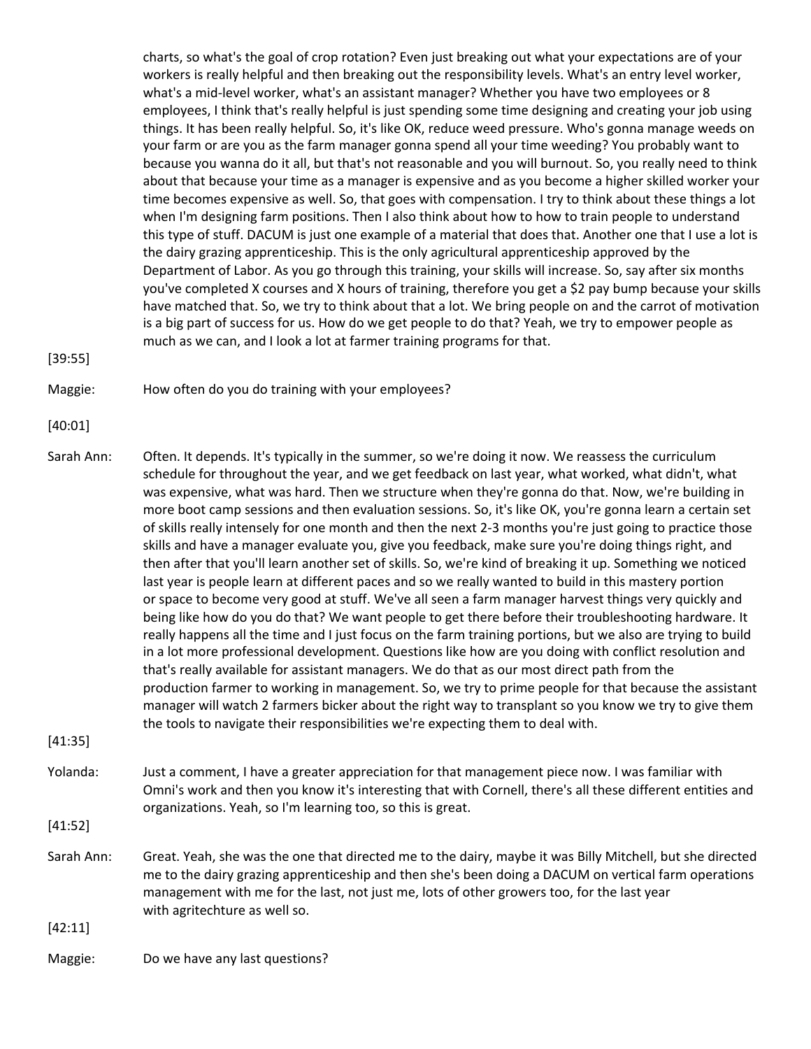charts, so what's the goal of crop rotation? Even just breaking out what your expectations are of your workers is really helpful and then breaking out the responsibility levels. What's an entry level worker, what's a mid-level worker, what's an assistant manager? Whether you have two employees or 8 employees, I think that's really helpful is just spending some time designing and creating your job using things. It has been really helpful. So, it's like OK, reduce weed pressure. Who's gonna manage weeds on your farm or are you as the farm manager gonna spend all your time weeding? You probably want to because you wanna do it all, but that's not reasonable and you will burnout. So, you really need to think about that because your time as a manager is expensive and as you become a higher skilled worker your time becomes expensive as well. So, that goes with compensation. I try to think about these things a lot when I'm designing farm positions. Then I also think about how to how to train people to understand this type of stuff. DACUM is just one example of a material that does that. Another one that I use a lot is the dairy grazing apprenticeship. This is the only agricultural apprenticeship approved by the Department of Labor. As you go through this training, your skills will increase. So, say after six months you've completed X courses and X hours of training, therefore you get a $2 pay bump because your skills have matched that. So, we try to think about that a lot. We bring people on and the carrot of motivation is a big part of success for us. How do we get people to do that? Yeah, we try to empower people as much as we can, and I look a lot at farmer training programs for that.

[39:55]

Maggie: How often do you do training with your employees?

[40:01]

Sarah Ann: Often. It depends. It's typically in the summer, so we're doing it now. We reassess the curriculum schedule for throughout the year, and we get feedback on last year, what worked, what didn't, what was expensive, what was hard. Then we structure when they're gonna do that. Now, we're building in more boot camp sessions and then evaluation sessions. So, it's like OK, you're gonna learn a certain set of skills really intensely for one month and then the next 2-3 months you're just going to practice those skills and have a manager evaluate you, give you feedback, make sure you're doing things right, and then after that you'll learn another set of skills. So, we're kind of breaking it up. Something we noticed last year is people learn at different paces and so we really wanted to build in this mastery portion or space to become very good at stuff. We've all seen a farm manager harvest things very quickly and being like how do you do that? We want people to get there before their troubleshooting hardware. It really happens all the time and I just focus on the farm training portions, but we also are trying to build in a lot more professional development. Questions like how are you doing with conflict resolution and that's really available for assistant managers. We do that as our most direct path from the production farmer to working in management. So, we try to prime people for that because the assistant manager will watch 2 farmers bicker about the right way to transplant so you know we try to give them the tools to navigate their responsibilities we're expecting them to deal with.

[41:35]

Yolanda: Just a comment, I have a greater appreciation for that management piece now. I was familiar with Omni's work and then you know it's interesting that with Cornell, there's all these different entities and organizations. Yeah, so I'm learning too, so this is great.

[41:52]

Sarah Ann: Great. Yeah, she was the one that directed me to the dairy, maybe it was Billy Mitchell, but she directed me to the dairy grazing apprenticeship and then she's been doing a DACUM on vertical farm operations management with me for the last, not just me, lots of other growers too, for the last year with agritechture as well so.

[42:11]

Maggie: Do we have any last questions?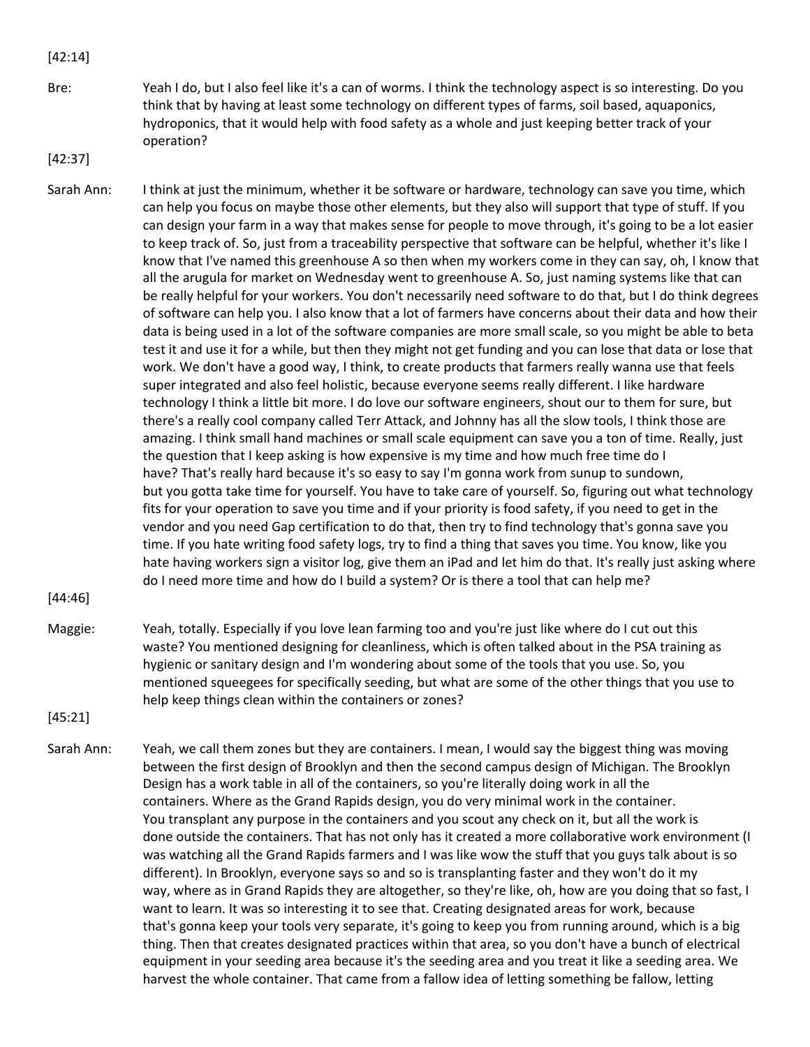[42:14]

Bre: Yeah I do, but I also feel like it's a can of worms. I think the technology aspect is so interesting. Do you think that by having at least some technology on different types of farms, soil based, aquaponics, hydroponics, that it would help with food safety as a whole and just keeping better track of your operation?

[42:37]

Sarah Ann: I think at just the minimum, whether it be software or hardware, technology can save you time, which can help you focus on maybe those other elements, but they also will support that type of stuff. If you can design your farm in a way that makes sense for people to move through, it's going to be a lot easier to keep track of. So, just from a traceability perspective that software can be helpful, whether it's like I know that I've named this greenhouse A so then when my workers come in they can say, oh, I know that all the arugula for market on Wednesday went to greenhouse A. So, just naming systems like that can be really helpful for your workers. You don't necessarily need software to do that, but I do think degrees of software can help you. I also know that a lot of farmers have concerns about their data and how their data is being used in a lot of the software companies are more small scale, so you might be able to beta test it and use it for a while, but then they might not get funding and you can lose that data or lose that work. We don't have a good way, I think, to create products that farmers really wanna use that feels super integrated and also feel holistic, because everyone seems really different. I like hardware technology I think a little bit more. I do love our software engineers, shout our to them for sure, but there's a really cool company called Terr Attack, and Johnny has all the slow tools, I think those are amazing. I think small hand machines or small scale equipment can save you a ton of time. Really, just the question that I keep asking is how expensive is my time and how much free time do I have? That's really hard because it's so easy to say I'm gonna work from sunup to sundown, but you gotta take time for yourself. You have to take care of yourself. So, figuring out what technology fits for your operation to save you time and if your priority is food safety, if you need to get in the vendor and you need Gap certification to do that, then try to find technology that's gonna save you time. If you hate writing food safety logs, try to find a thing that saves you time. You know, like you hate having workers sign a visitor log, give them an iPad and let him do that. It's really just asking where do I need more time and how do I build a system? Or is there a tool that can help me?

[44:46]

Maggie: Yeah, totally. Especially if you love lean farming too and you're just like where do I cut out this waste? You mentioned designing for cleanliness, which is often talked about in the PSA training as hygienic or sanitary design and I'm wondering about some of the tools that you use. So, you mentioned squeegees for specifically seeding, but what are some of the other things that you use to help keep things clean within the containers or zones?

[45:21]

Sarah Ann: Yeah, we call them zones but they are containers. I mean, I would say the biggest thing was moving between the first design of Brooklyn and then the second campus design of Michigan. The Brooklyn Design has a work table in all of the containers, so you're literally doing work in all the containers. Where as the Grand Rapids design, you do very minimal work in the container. You transplant any purpose in the containers and you scout any check on it, but all the work is done outside the containers. That has not only has it created a more collaborative work environment (I was watching all the Grand Rapids farmers and I was like wow the stuff that you guys talk about is so different). In Brooklyn, everyone says so and so is transplanting faster and they won't do it my way, where as in Grand Rapids they are altogether, so they're like, oh, how are you doing that so fast, I want to learn. It was so interesting it to see that. Creating designated areas for work, because that's gonna keep your tools very separate, it's going to keep you from running around, which is a big thing. Then that creates designated practices within that area, so you don't have a bunch of electrical equipment in your seeding area because it's the seeding area and you treat it like a seeding area. We harvest the whole container. That came from a fallow idea of letting something be fallow, letting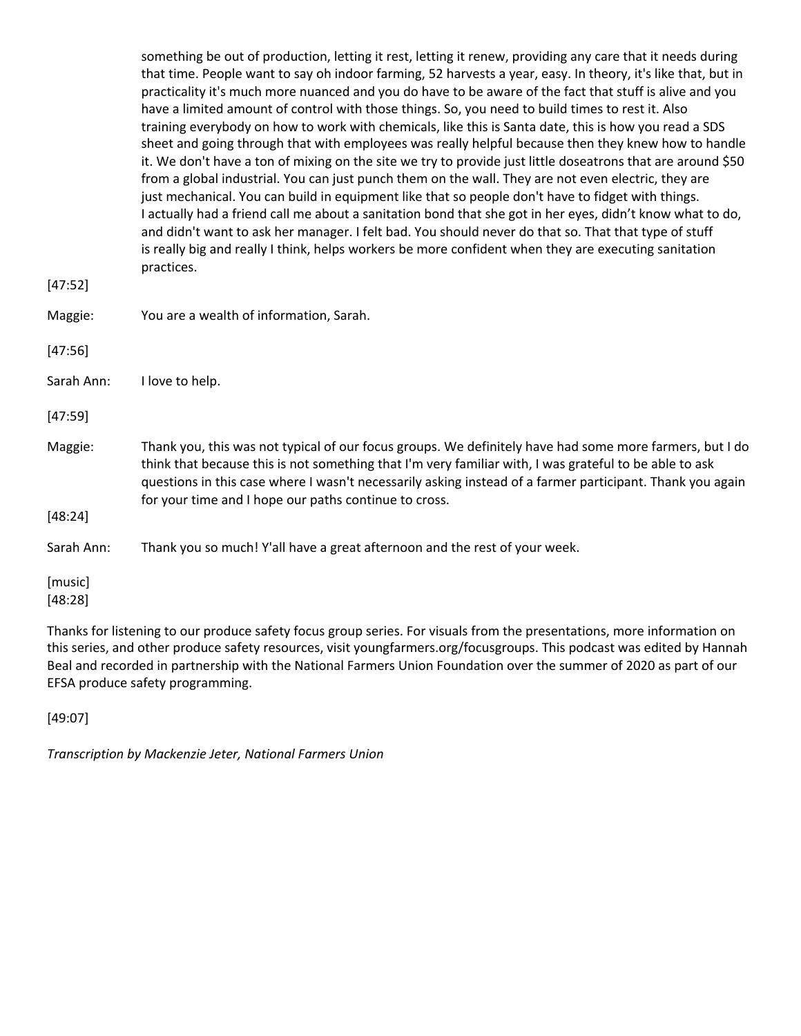something be out of production, letting it rest, letting it renew, providing any care that it needs during that time. People want to say oh indoor farming, 52 harvests a year, easy. In theory, it's like that, but in practicality it's much more nuanced and you do have to be aware of the fact that stuff is alive and you have a limited amount of control with those things. So, you need to build times to rest it. Also training everybody on how to work with chemicals, like this is Santa date, this is how you read a SDS sheet and going through that with employees was really helpful because then they knew how to handle it. We don't have a ton of mixing on the site we try to provide just little doseatrons that are around $50 from a global industrial. You can just punch them on the wall. They are not even electric, they are just mechanical. You can build in equipment like that so people don't have to fidget with things. I actually had a friend call me about a sanitation bond that she got in her eyes, didn't know what to do, and didn't want to ask her manager. I felt bad. You should never do that so. That that type of stuff is really big and really I think, helps workers be more confident when they are executing sanitation practices.

[47:52]

Maggie: You are a wealth of information, Sarah.

[47:56]

Sarah Ann: I love to help.

[47:59]

Maggie: Thank you, this was not typical of our focus groups. We definitely have had some more farmers, but I do think that because this is not something that I'm very familiar with, I was grateful to be able to ask questions in this case where I wasn't necessarily asking instead of a farmer participant. Thank you again for your time and I hope our paths continue to cross.

[48:24]

Sarah Ann: Thank you so much! Y'all have a great afternoon and the rest of your week.

[music]
[48:28]

Thanks for listening to our produce safety focus group series. For visuals from the presentations, more information on this series, and other produce safety resources, visit youngfarmers.org/focusgroups. This podcast was edited by Hannah Beal and recorded in partnership with the National Farmers Union Foundation over the summer of 2020 as part of our EFSA produce safety programming.

[49:07]

*Transcription by Mackenzie Jeter, National Farmers Union*